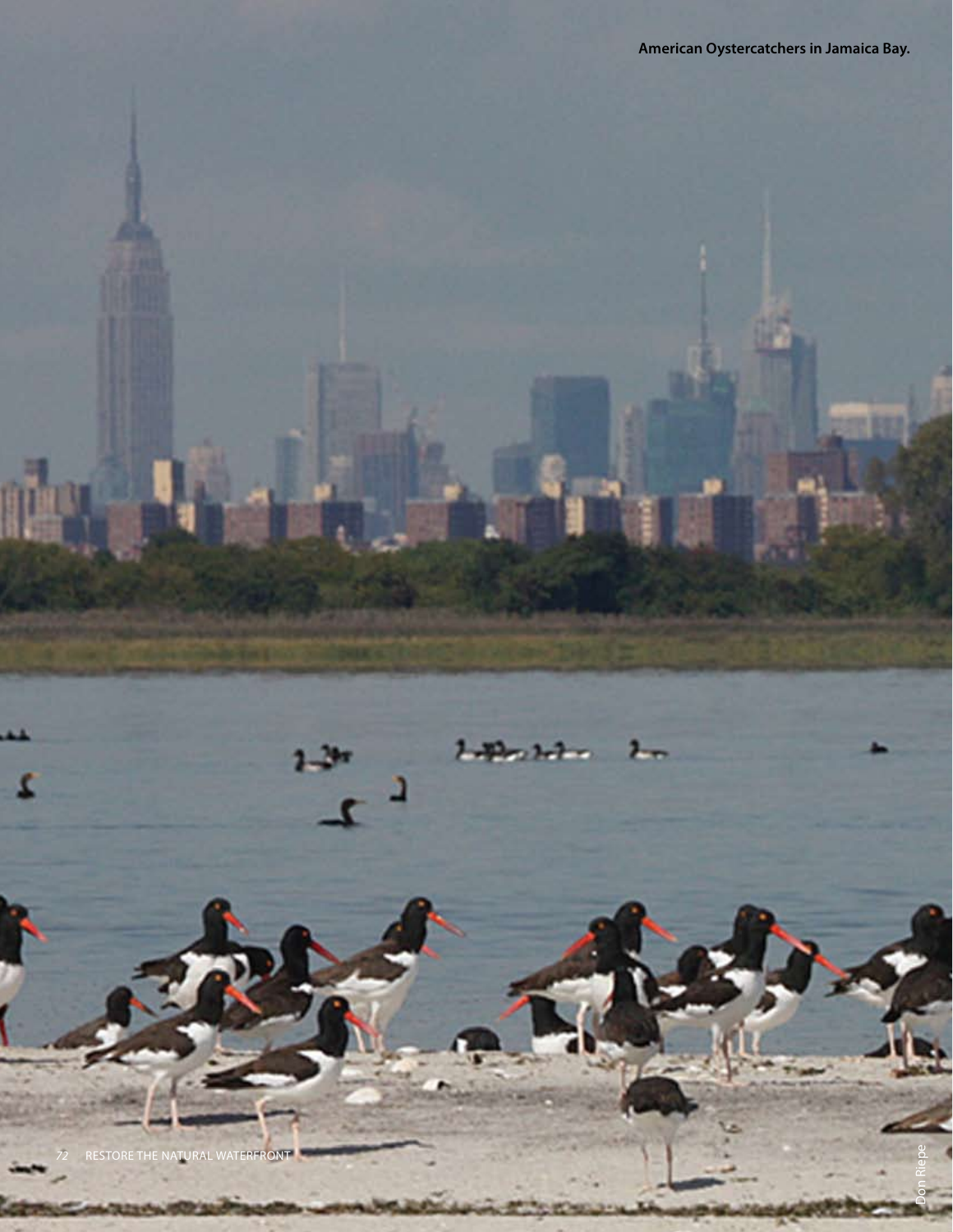American Oystercatchers in Jamaica Bay.

Don Riepe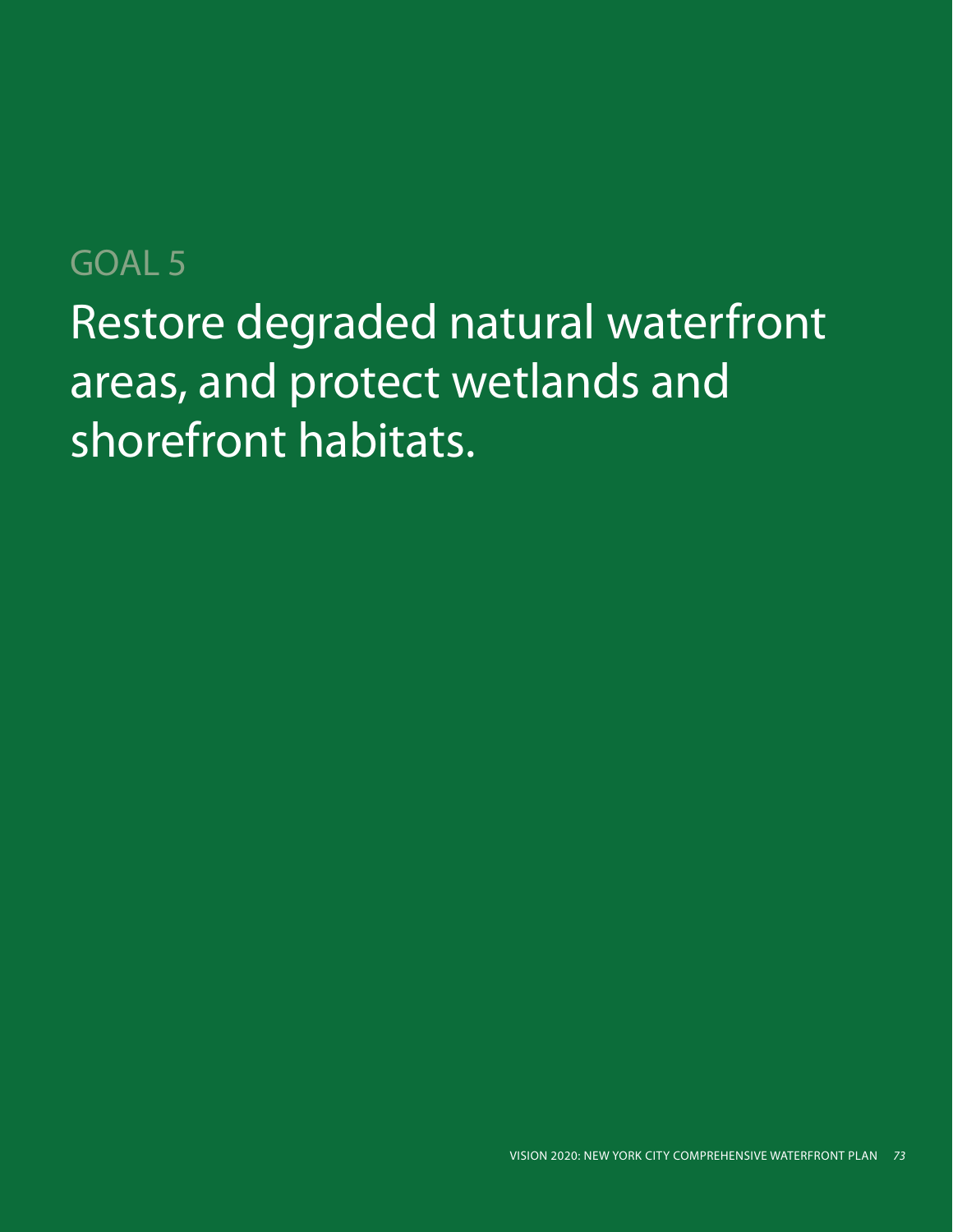GOAL 5

# Restore degraded natural waterfront areas, and protect wetlands and shorefront habitats.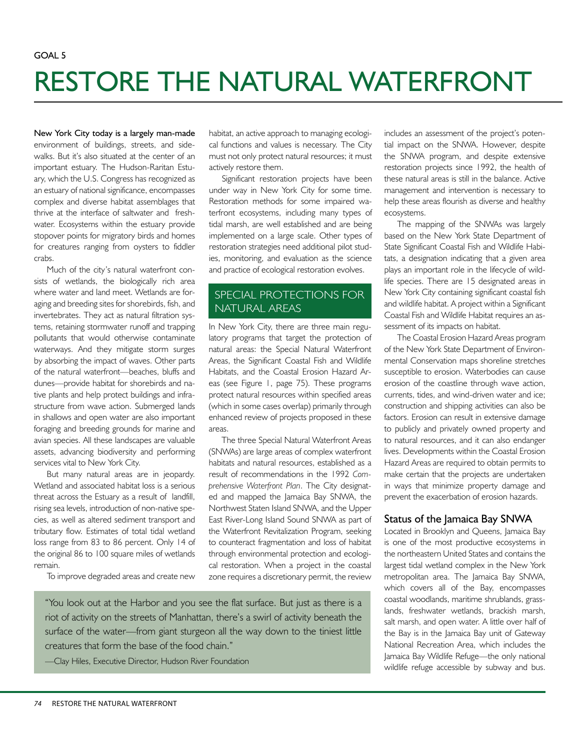GOAL 5

# RESTORE THE NATURAL WATERFRONT

**New York City today is a largely man-made** environment of buildings, streets, and sidewalks. But it's also situated at the center of an important estuary. The Hudson-Raritan Estuary, which the U.S. Congress has recognized as an estuary of national significance, encompasses complex and diverse habitat assemblages that thrive at the interface of saltwater and freshwater. Ecosystems within the estuary provide stopover points for migratory birds and homes for creatures ranging from oysters to fiddler crabs.

Much of the city's natural waterfront consists of wetlands, the biologically rich area where water and land meet. Wetlands are foraging and breeding sites for shorebirds, fish, and invertebrates. They act as natural filtration systems, retaining stormwater runoff and trapping pollutants that would otherwise contaminate waterways. And they mitigate storm surges by absorbing the impact of waves. Other parts of the natural waterfront—beaches, bluffs and dunes—provide habitat for shorebirds and native plants and help protect buildings and infrastructure from wave action. Submerged lands in shallows and open water are also important foraging and breeding grounds for marine and avian species. All these landscapes are valuable assets, advancing biodiversity and performing services vital to New York City.

But many natural areas are in jeopardy. Wetland and associated habitat loss is a serious threat across the Estuary as a result of landfill, rising sea levels, introduction of non-native species, as well as altered sediment transport and tributary flow. Estimates of total tidal wetland loss range from 83 to 86 percent. Only 14 of the original 86 to 100 square miles of wetlands remain.

To improve degraded areas and create new habitat, an active approach to managing ecological functions and values is necessary. The City must not only protect natural resources; it must actively restore them.

Significant restoration projects have been under way in New York City for some time. Restoration methods for some impaired waterfront ecosystems, including many types of tidal marsh, are well established and are being implemented on a large scale. Other types of restoration strategies need additional pilot studies, monitoring, and evaluation as the science and practice of ecological restoration evolves.

> "You look out at the Harbor and you see the flat surface. But just as there is a riot of activity on the streets of Manhattan, there's a swirl of activity beneath the surface of the water—from giant sturgeon all the way down to the tiniest little creatures that form the base of the food chain."
>
> —Clay Hiles, Executive Director, Hudson River Foundation

## SPECIAL PROTECTIONS FOR NATURAL AREAS

In New York City, there are three main regulatory programs that target the protection of natural areas: the Special Natural Waterfront Areas, the Significant Coastal Fish and Wildlife Habitats, and the Coastal Erosion Hazard Areas (see Figure 1, page 75). These programs protect natural resources within specified areas (which in some cases overlap) primarily through enhanced review of projects proposed in these areas.

The three Special Natural Waterfront Areas (SNWAs) are large areas of complex waterfront habitats and natural resources, established as a result of recommendations in the 1992 *Comprehensive Waterfront Plan*. The City designated and mapped the Jamaica Bay SNWA, the Northwest Staten Island SNWA, and the Upper East River-Long Island Sound SNWA as part of the Waterfront Revitalization Program, seeking to counteract fragmentation and loss of habitat through environmental protection and ecological restoration. When a project in the coastal zone requires a discretionary permit, the review includes an assessment of the project's potential impact on the SNWA. However, despite the SNWA program, and despite extensive restoration projects since 1992, the health of these natural areas is still in the balance. Active management and intervention is necessary to help these areas flourish as diverse and healthy ecosystems.

The mapping of the SNWAs was largely based on the New York State Department of State Significant Coastal Fish and Wildlife Habitats, a designation indicating that a given area plays an important role in the lifecycle of wildlife species. There are 15 designated areas in New York City containing significant coastal fish and wildlife habitat. A project within a Significant Coastal Fish and Wildlife Habitat requires an assessment of its impacts on habitat.

The Coastal Erosion Hazard Areas program of the New York State Department of Environmental Conservation maps shoreline stretches susceptible to erosion. Waterbodies can cause erosion of the coastline through wave action, currents, tides, and wind-driven water and ice; construction and shipping activities can also be factors. Erosion can result in extensive damage to publicly and privately owned property and to natural resources, and it can also endanger lives. Developments within the Coastal Erosion Hazard Areas are required to obtain permits to make certain that the projects are undertaken in ways that minimize property damage and prevent the exacerbation of erosion hazards.

### Status of the Jamaica Bay SNWA

Located in Brooklyn and Queens, Jamaica Bay is one of the most productive ecosystems in the northeastern United States and contains the largest tidal wetland complex in the New York metropolitan area. The Jamaica Bay SNWA, which covers all of the Bay, encompasses coastal woodlands, maritime shrublands, grasslands, freshwater wetlands, brackish marsh, salt marsh, and open water. A little over half of the Bay is in the Jamaica Bay unit of Gateway National Recreation Area, which includes the Jamaica Bay Wildlife Refuge—the only national wildlife refuge accessible by subway and bus.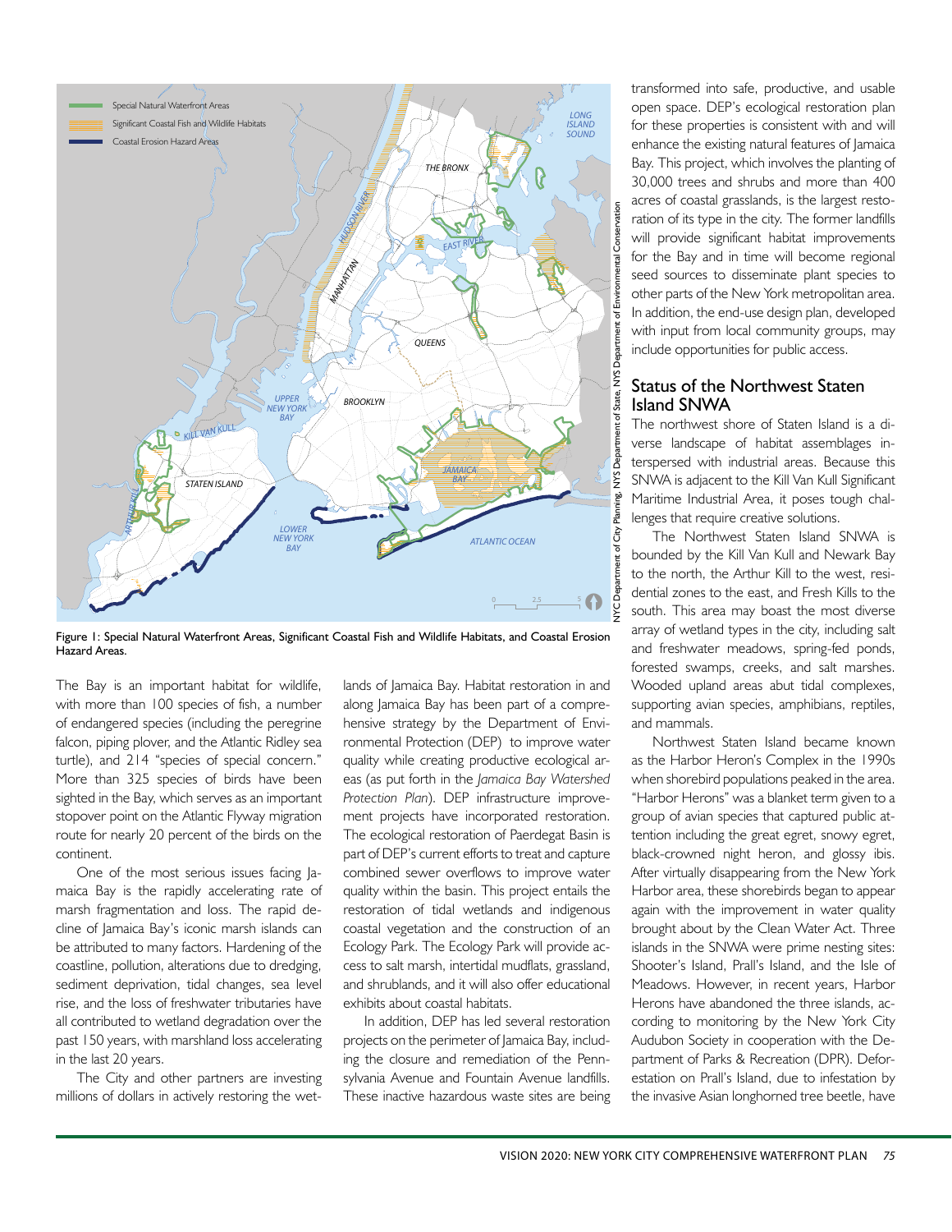Figure 1: Special Natural Waterfront Areas, Significant Coastal Fish and Wildlife Habitats, and Coastal Erosion Hazard Areas.

The Bay is an important habitat for wildlife, with more than 100 species of fish, a number of endangered species (including the peregrine falcon, piping plover, and the Atlantic Ridley sea turtle), and 214 "species of special concern." More than 325 species of birds have been sighted in the Bay, which serves as an important stopover point on the Atlantic Flyway migration route for nearly 20 percent of the birds on the continent.

One of the most serious issues facing Jamaica Bay is the rapidly accelerating rate of marsh fragmentation and loss. The rapid decline of Jamaica Bay's iconic marsh islands can be attributed to many factors. Hardening of the coastline, pollution, alterations due to dredging, sediment deprivation, tidal changes, sea level rise, and the loss of freshwater tributaries have all contributed to wetland degradation over the past 150 years, with marshland loss accelerating in the last 20 years.

The City and other partners are investing millions of dollars in actively restoring the wetlands of Jamaica Bay. Habitat restoration in and along Jamaica Bay has been part of a comprehensive strategy by the Department of Environmental Protection (DEP) to improve water quality while creating productive ecological areas (as put forth in the *Jamaica Bay Watershed Protection Plan*). DEP infrastructure improvement projects have incorporated restoration. The ecological restoration of Paerdegat Basin is part of DEP's current efforts to treat and capture combined sewer overflows to improve water quality within the basin. This project entails the restoration of tidal wetlands and indigenous coastal vegetation and the construction of an Ecology Park. The Ecology Park will provide access to salt marsh, intertidal mudflats, grassland, and shrublands, and it will also offer educational exhibits about coastal habitats.

In addition, DEP has led several restoration projects on the perimeter of Jamaica Bay, including the closure and remediation of the Pennsylvania Avenue and Fountain Avenue landfills. These inactive hazardous waste sites are being transformed into safe, productive, and usable open space. DEP's ecological restoration plan for these properties is consistent with and will enhance the existing natural features of Jamaica Bay. This project, which involves the planting of 30,000 trees and shrubs and more than 400 acres of coastal grasslands, is the largest restoration of its type in the city. The former landfills will provide significant habitat improvements for the Bay and in time will become regional seed sources to disseminate plant species to other parts of the New York metropolitan area. In addition, the end-use design plan, developed with input from local community groups, may include opportunities for public access.

## Status of the Northwest Staten Island SNWA

The northwest shore of Staten Island is a diverse landscape of habitat assemblages interspersed with industrial areas. Because this SNWA is adjacent to the Kill Van Kull Significant Maritime Industrial Area, it poses tough challenges that require creative solutions.

The Northwest Staten Island SNWA is bounded by the Kill Van Kull and Newark Bay to the north, the Arthur Kill to the west, residential zones to the east, and Fresh Kills to the south. This area may boast the most diverse array of wetland types in the city, including salt and freshwater meadows, spring-fed ponds, forested swamps, creeks, and salt marshes. Wooded upland areas abut tidal complexes, supporting avian species, amphibians, reptiles, and mammals.

Northwest Staten Island became known as the Harbor Heron's Complex in the 1990s when shorebird populations peaked in the area. "Harbor Herons" was a blanket term given to a group of avian species that captured public attention including the great egret, snowy egret, black-crowned night heron, and glossy ibis. After virtually disappearing from the New York Harbor area, these shorebirds began to appear again with the improvement in water quality brought about by the Clean Water Act. Three islands in the SNWA were prime nesting sites: Shooter's Island, Prall's Island, and the Isle of Meadows. However, in recent years, Harbor Herons have abandoned the three islands, according to monitoring by the New York City Audubon Society in cooperation with the Department of Parks & Recreation (DPR). Deforestation on Prall's Island, due to infestation by the invasive Asian longhorned tree beetle, have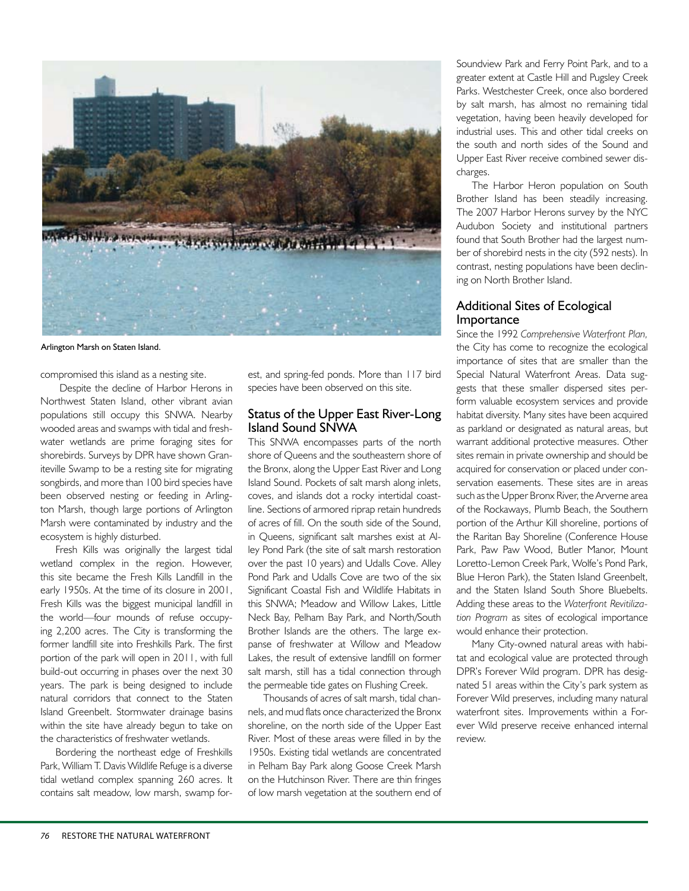Arlington Marsh on Staten Island.

compromised this island as a nesting site.

Despite the decline of Harbor Herons in Northwest Staten Island, other vibrant avian populations still occupy this SNWA. Nearby wooded areas and swamps with tidal and freshwater wetlands are prime foraging sites for shorebirds. Surveys by DPR have shown Graniteville Swamp to be a resting site for migrating songbirds, and more than 100 bird species have been observed nesting or feeding in Arlington Marsh, though large portions of Arlington Marsh were contaminated by industry and the ecosystem is highly disturbed.

Fresh Kills was originally the largest tidal wetland complex in the region. However, this site became the Fresh Kills Landfill in the early 1950s. At the time of its closure in 2001, Fresh Kills was the biggest municipal landfill in the world—four mounds of refuse occupying 2,200 acres. The City is transforming the former landfill site into Freshkills Park. The first portion of the park will open in 2011, with full build-out occurring in phases over the next 30 years. The park is being designed to include natural corridors that connect to the Staten Island Greenbelt. Stormwater drainage basins within the site have already begun to take on the characteristics of freshwater wetlands.

Bordering the northeast edge of Freshkills Park, William T. Davis Wildlife Refuge is a diverse tidal wetland complex spanning 260 acres. It contains salt meadow, low marsh, swamp forest, and spring-fed ponds. More than 117 bird species have been observed on this site.

## Status of the Upper East River-Long Island Sound SNWA

This SNWA encompasses parts of the north shore of Queens and the southeastern shore of the Bronx, along the Upper East River and Long Island Sound. Pockets of salt marsh along inlets, coves, and islands dot a rocky intertidal coastline. Sections of armored riprap retain hundreds of acres of fill. On the south side of the Sound, in Queens, significant salt marshes exist at Alley Pond Park (the site of salt marsh restoration over the past 10 years) and Udalls Cove. Alley Pond Park and Udalls Cove are two of the six Significant Coastal Fish and Wildlife Habitats in this SNWA; Meadow and Willow Lakes, Little Neck Bay, Pelham Bay Park, and North/South Brother Islands are the others. The large expanse of freshwater at Willow and Meadow Lakes, the result of extensive landfill on former salt marsh, still has a tidal connection through the permeable tide gates on Flushing Creek.

Thousands of acres of salt marsh, tidal channels, and mud flats once characterized the Bronx shoreline, on the north side of the Upper East River. Most of these areas were filled in by the 1950s. Existing tidal wetlands are concentrated in Pelham Bay Park along Goose Creek Marsh on the Hutchinson River. There are thin fringes of low marsh vegetation at the southern end of Soundview Park and Ferry Point Park, and to a greater extent at Castle Hill and Pugsley Creek Parks. Westchester Creek, once also bordered by salt marsh, has almost no remaining tidal vegetation, having been heavily developed for industrial uses. This and other tidal creeks on the south and north sides of the Sound and Upper East River receive combined sewer discharges.

The Harbor Heron population on South Brother Island has been steadily increasing. The 2007 Harbor Herons survey by the NYC Audubon Society and institutional partners found that South Brother had the largest number of shorebird nests in the city (592 nests). In contrast, nesting populations have been declining on North Brother Island.

## Additional Sites of Ecological Importance

Since the 1992 *Comprehensive Waterfront Plan,* the City has come to recognize the ecological importance of sites that are smaller than the Special Natural Waterfront Areas. Data suggests that these smaller dispersed sites perform valuable ecosystem services and provide habitat diversity. Many sites have been acquired as parkland or designated as natural areas, but warrant additional protective measures. Other sites remain in private ownership and should be acquired for conservation or placed under conservation easements. These sites are in areas such as the Upper Bronx River, the Arverne area of the Rockaways, Plumb Beach, the Southern portion of the Arthur Kill shoreline, portions of the Raritan Bay Shoreline (Conference House Park, Paw Paw Wood, Butler Manor, Mount Loretto-Lemon Creek Park, Wolfe's Pond Park, Blue Heron Park), the Staten Island Greenbelt, and the Staten Island South Shore Bluebelts. Adding these areas to the *Waterfront Revitalization Program* as sites of ecological importance would enhance their protection.

Many City-owned natural areas with habitat and ecological value are protected through DPR's Forever Wild program. DPR has designated 51 areas within the City's park system as Forever Wild preserves, including many natural waterfront sites. Improvements within a Forever Wild preserve receive enhanced internal review.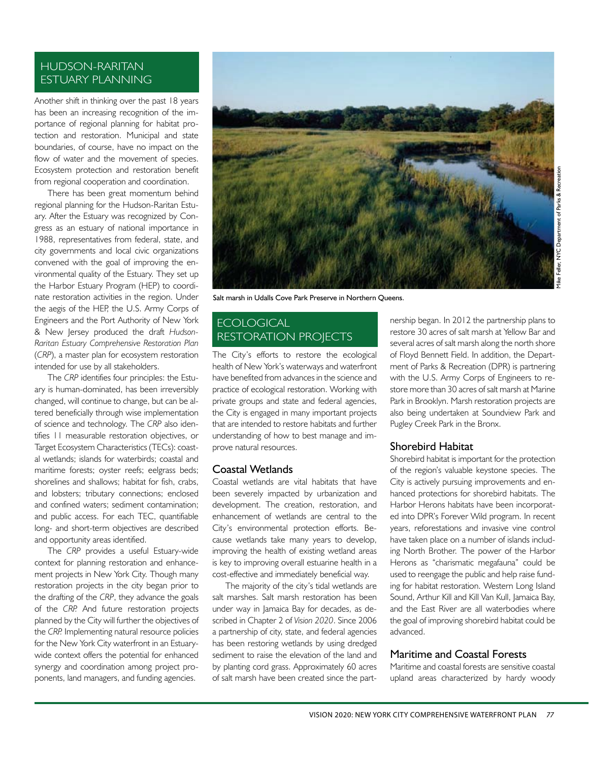## HUDSON-RARITAN ESTUARY PLANNING

Another shift in thinking over the past 18 years has been an increasing recognition of the importance of regional planning for habitat protection and restoration. Municipal and state boundaries, of course, have no impact on the flow of water and the movement of species. Ecosystem protection and restoration benefit from regional cooperation and coordination.

There has been great momentum behind regional planning for the Hudson-Raritan Estuary. After the Estuary was recognized by Congress as an estuary of national importance in 1988, representatives from federal, state, and city governments and local civic organizations convened with the goal of improving the environmental quality of the Estuary. They set up the Harbor Estuary Program (HEP) to coordinate restoration activities in the region. Under the aegis of the HEP, the U.S. Army Corps of Engineers and the Port Authority of New York & New Jersey produced the draft *Hudson-Raritan Estuary Comprehensive Restoration Plan* (*CRP*), a master plan for ecosystem restoration intended for use by all stakeholders.

The *CRP* identifies four principles: the Estuary is human-dominated, has been irreversibly changed, will continue to change, but can be altered beneficially through wise implementation of science and technology. The *CRP* also identifies 11 measurable restoration objectives, or Target Ecosystem Characteristics (TECs): coastal wetlands; islands for waterbirds; coastal and maritime forests; oyster reefs; eelgrass beds; shorelines and shallows; habitat for fish, crabs, and lobsters; tributary connections; enclosed and confined waters; sediment contamination; and public access. For each TEC, quantifiable long- and short-term objectives are described and opportunity areas identified.

The *CRP* provides a useful Estuary-wide context for planning restoration and enhancement projects in New York City. Though many restoration projects in the city began prior to the drafting of the *CRP*, they advance the goals of the *CRP*. And future restoration projects planned by the City will further the objectives of the *CRP*. Implementing natural resource policies for the New York City waterfront in an Estuary-wide context offers the potential for enhanced synergy and coordination among project proponents, land managers, and funding agencies.

Salt marsh in Udalls Cove Park Preserve in Northern Queens.

Mike Feller, NYC Department of Parks & Recreation

## ECOLOGICAL RESTORATION PROJECTS

The City's efforts to restore the ecological health of New York's waterways and waterfront have benefited from advances in the science and practice of ecological restoration. Working with private groups and state and federal agencies, the City is engaged in many important projects that are intended to restore habitats and further understanding of how to best manage and improve natural resources.

### Coastal Wetlands

Coastal wetlands are vital habitats that have been severely impacted by urbanization and development. The creation, restoration, and enhancement of wetlands are central to the City's environmental protection efforts. Because wetlands take many years to develop, improving the health of existing wetland areas is key to improving overall estuarine health in a cost-effective and immediately beneficial way.

The majority of the city's tidal wetlands are salt marshes. Salt marsh restoration has been under way in Jamaica Bay for decades, as described in Chapter 2 of *Vision 2020*. Since 2006 a partnership of city, state, and federal agencies has been restoring wetlands by using dredged sediment to raise the elevation of the land and by planting cord grass. Approximately 60 acres of salt marsh have been created since the partnership began. In 2012 the partnership plans to restore 30 acres of salt marsh at Yellow Bar and several acres of salt marsh along the north shore of Floyd Bennett Field. In addition, the Department of Parks & Recreation (DPR) is partnering with the U.S. Army Corps of Engineers to restore more than 30 acres of salt marsh at Marine Park in Brooklyn. Marsh restoration projects are also being undertaken at Soundview Park and Pugley Creek Park in the Bronx.

### Shorebird Habitat

Shorebird habitat is important for the protection of the region's valuable keystone species. The City is actively pursuing improvements and enhanced protections for shorebird habitats. The Harbor Herons habitats have been incorporated into DPR's Forever Wild program. In recent years, reforestations and invasive vine control have taken place on a number of islands including North Brother. The power of the Harbor Herons as "charismatic megafauna" could be used to reengage the public and help raise funding for habitat restoration. Western Long Island Sound, Arthur Kill and Kill Van Kull, Jamaica Bay, and the East River are all waterbodies where the goal of improving shorebird habitat could be advanced.

### Maritime and Coastal Forests

Maritime and coastal forests are sensitive coastal upland areas characterized by hardy woody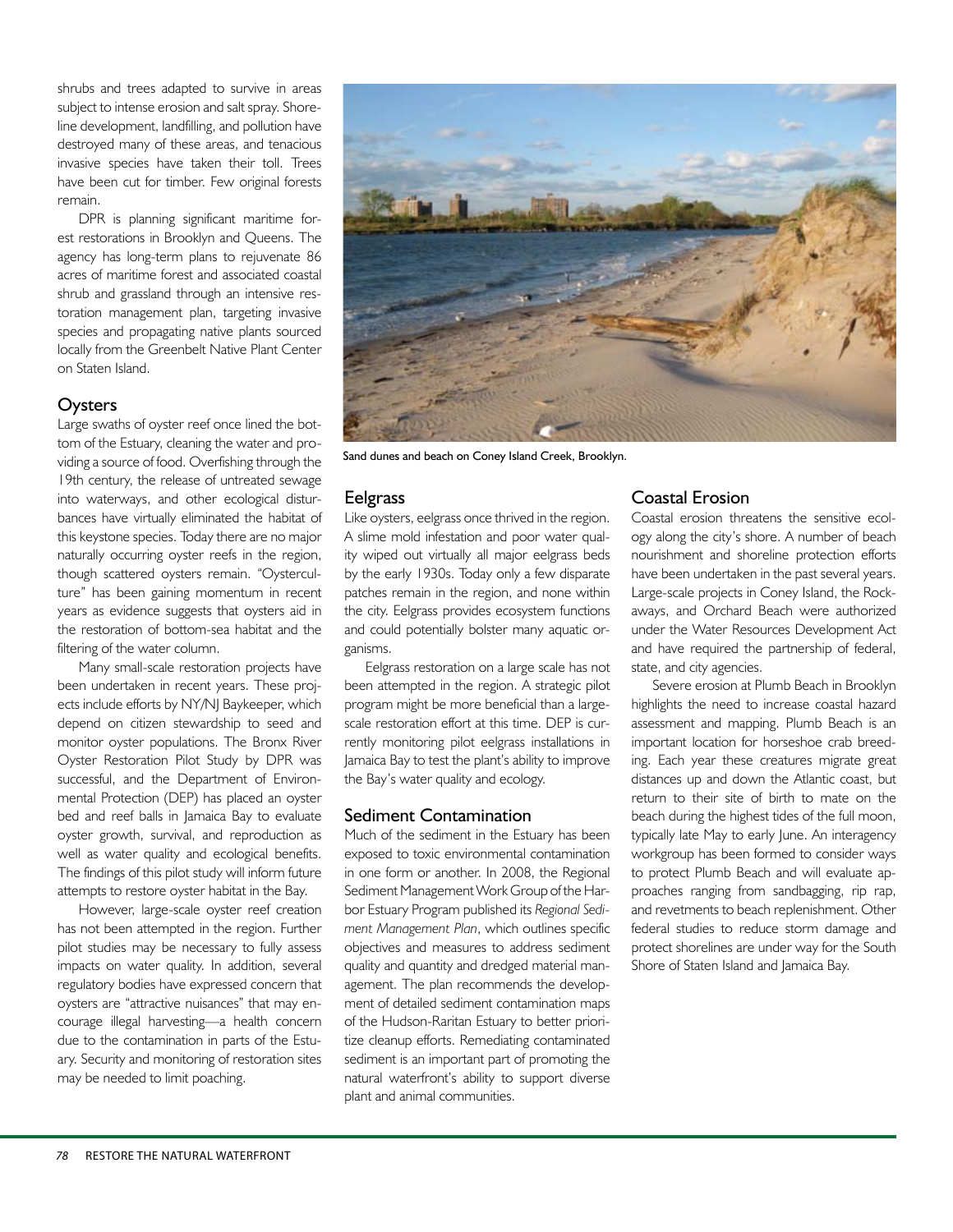shrubs and trees adapted to survive in areas subject to intense erosion and salt spray. Shoreline development, landfilling, and pollution have destroyed many of these areas, and tenacious invasive species have taken their toll. Trees have been cut for timber. Few original forests remain.

DPR is planning significant maritime forest restorations in Brooklyn and Queens. The agency has long-term plans to rejuvenate 86 acres of maritime forest and associated coastal shrub and grassland through an intensive restoration management plan, targeting invasive species and propagating native plants sourced locally from the Greenbelt Native Plant Center on Staten Island.

## Oysters

Large swaths of oyster reef once lined the bottom of the Estuary, cleaning the water and providing a source of food. Overfishing through the 19th century, the release of untreated sewage into waterways, and other ecological disturbances have virtually eliminated the habitat of this keystone species. Today there are no major naturally occurring oyster reefs in the region, though scattered oysters remain. "Oysterculture" has been gaining momentum in recent years as evidence suggests that oysters aid in the restoration of bottom-sea habitat and the filtering of the water column.

Many small-scale restoration projects have been undertaken in recent years. These projects include efforts by NY/NJ Baykeeper, which depend on citizen stewardship to seed and monitor oyster populations. The Bronx River Oyster Restoration Pilot Study by DPR was successful, and the Department of Environmental Protection (DEP) has placed an oyster bed and reef balls in Jamaica Bay to evaluate oyster growth, survival, and reproduction as well as water quality and ecological benefits. The findings of this pilot study will inform future attempts to restore oyster habitat in the Bay.

However, large-scale oyster reef creation has not been attempted in the region. Further pilot studies may be necessary to fully assess impacts on water quality. In addition, several regulatory bodies have expressed concern that oysters are "attractive nuisances" that may encourage illegal harvesting—a health concern due to the contamination in parts of the Estuary. Security and monitoring of restoration sites may be needed to limit poaching.

Sand dunes and beach on Coney Island Creek, Brooklyn.

## Eelgrass

Like oysters, eelgrass once thrived in the region. A slime mold infestation and poor water quality wiped out virtually all major eelgrass beds by the early 1930s. Today only a few disparate patches remain in the region, and none within the city. Eelgrass provides ecosystem functions and could potentially bolster many aquatic organisms.

Eelgrass restoration on a large scale has not been attempted in the region. A strategic pilot program might be more beneficial than a large-scale restoration effort at this time. DEP is currently monitoring pilot eelgrass installations in Jamaica Bay to test the plant's ability to improve the Bay's water quality and ecology.

## Sediment Contamination

Much of the sediment in the Estuary has been exposed to toxic environmental contamination in one form or another. In 2008, the Regional Sediment Management Work Group of the Harbor Estuary Program published its *Regional Sediment Management Plan*, which outlines specific objectives and measures to address sediment quality and quantity and dredged material management. The plan recommends the development of detailed sediment contamination maps of the Hudson-Raritan Estuary to better prioritize cleanup efforts. Remediating contaminated sediment is an important part of promoting the natural waterfront's ability to support diverse plant and animal communities.

## Coastal Erosion

Coastal erosion threatens the sensitive ecology along the city's shore. A number of beach nourishment and shoreline protection efforts have been undertaken in the past several years. Large-scale projects in Coney Island, the Rockaways, and Orchard Beach were authorized under the Water Resources Development Act and have required the partnership of federal, state, and city agencies.

Severe erosion at Plumb Beach in Brooklyn highlights the need to increase coastal hazard assessment and mapping. Plumb Beach is an important location for horseshoe crab breeding. Each year these creatures migrate great distances up and down the Atlantic coast, but return to their site of birth to mate on the beach during the highest tides of the full moon, typically late May to early June. An interagency workgroup has been formed to consider ways to protect Plumb Beach and will evaluate approaches ranging from sandbagging, rip rap, and revetments to beach replenishment. Other federal studies to reduce storm damage and protect shorelines are under way for the South Shore of Staten Island and Jamaica Bay.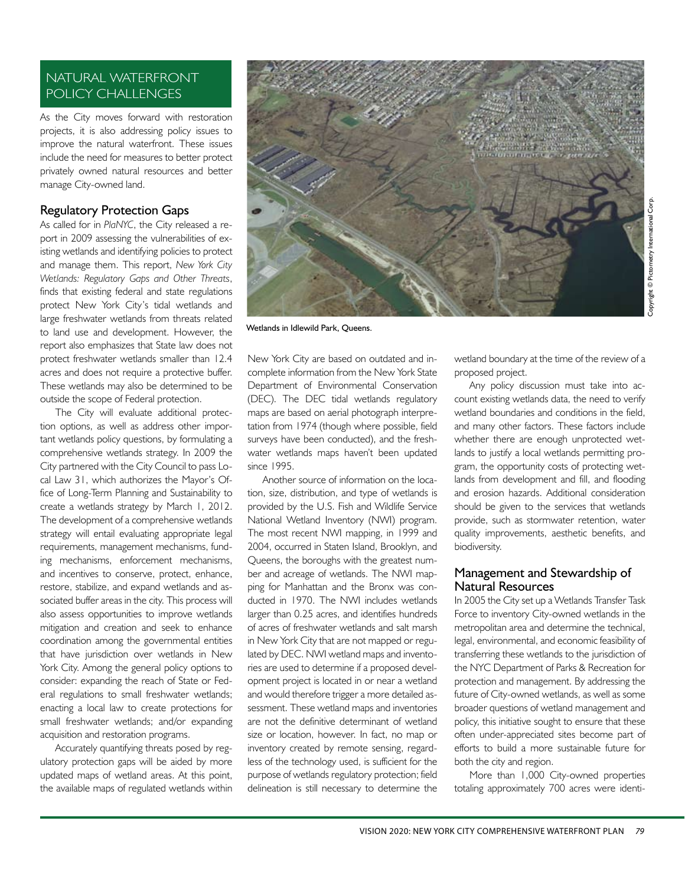## NATURAL WATERFRONT POLICY CHALLENGES

As the City moves forward with restoration projects, it is also addressing policy issues to improve the natural waterfront. These issues include the need for measures to better protect privately owned natural resources and better manage City-owned land.

### Regulatory Protection Gaps

As called for in *PlaNYC*, the City released a report in 2009 assessing the vulnerabilities of existing wetlands and identifying policies to protect and manage them. This report, *New York City Wetlands: Regulatory Gaps and Other Threats*, finds that existing federal and state regulations protect New York City's tidal wetlands and large freshwater wetlands from threats related to land use and development. However, the report also emphasizes that State law does not protect freshwater wetlands smaller than 12.4 acres and does not require a protective buffer. These wetlands may also be determined to be outside the scope of Federal protection.

The City will evaluate additional protection options, as well as address other important wetlands policy questions, by formulating a comprehensive wetlands strategy. In 2009 the City partnered with the City Council to pass Local Law 31, which authorizes the Mayor's Office of Long-Term Planning and Sustainability to create a wetlands strategy by March 1, 2012. The development of a comprehensive wetlands strategy will entail evaluating appropriate legal requirements, management mechanisms, funding mechanisms, enforcement mechanisms, and incentives to conserve, protect, enhance, restore, stabilize, and expand wetlands and associated buffer areas in the city. This process will also assess opportunities to improve wetlands mitigation and creation and seek to enhance coordination among the governmental entities that have jurisdiction over wetlands in New York City. Among the general policy options to consider: expanding the reach of State or Federal regulations to small freshwater wetlands; enacting a local law to create protections for small freshwater wetlands; and/or expanding acquisition and restoration programs.

Accurately quantifying threats posed by regulatory protection gaps will be aided by more updated maps of wetland areas. At this point, the available maps of regulated wetlands within New York City are based on outdated and incomplete information from the New York State Department of Environmental Conservation (DEC). The DEC tidal wetlands regulatory maps are based on aerial photograph interpretation from 1974 (though where possible, field surveys have been conducted), and the freshwater wetlands maps haven't been updated since 1995.

Wetlands in Idlewild Park, Queens.

Another source of information on the location, size, distribution, and type of wetlands is provided by the U.S. Fish and Wildlife Service National Wetland Inventory (NWI) program. The most recent NWI mapping, in 1999 and 2004, occurred in Staten Island, Brooklyn, and Queens, the boroughs with the greatest number and acreage of wetlands. The NWI mapping for Manhattan and the Bronx was conducted in 1970. The NWI includes wetlands larger than 0.25 acres, and identifies hundreds of acres of freshwater wetlands and salt marsh in New York City that are not mapped or regulated by DEC. NWI wetland maps and inventories are used to determine if a proposed development project is located in or near a wetland and would therefore trigger a more detailed assessment. These wetland maps and inventories are not the definitive determinant of wetland size or location, however. In fact, no map or inventory created by remote sensing, regardless of the technology used, is sufficient for the purpose of wetlands regulatory protection; field delineation is still necessary to determine the wetland boundary at the time of the review of a proposed project.

Any policy discussion must take into account existing wetlands data, the need to verify wetland boundaries and conditions in the field, and many other factors. These factors include whether there are enough unprotected wetlands to justify a local wetlands permitting program, the opportunity costs of protecting wetlands from development and fill, and flooding and erosion hazards. Additional consideration should be given to the services that wetlands provide, such as stormwater retention, water quality improvements, aesthetic benefits, and biodiversity.

### Management and Stewardship of Natural Resources

In 2005 the City set up a Wetlands Transfer Task Force to inventory City-owned wetlands in the metropolitan area and determine the technical, legal, environmental, and economic feasibility of transferring these wetlands to the jurisdiction of the NYC Department of Parks & Recreation for protection and management. By addressing the future of City-owned wetlands, as well as some broader questions of wetland management and policy, this initiative sought to ensure that these often under-appreciated sites become part of efforts to build a more sustainable future for both the city and region.

More than 1,000 City-owned properties totaling approximately 700 acres were identi-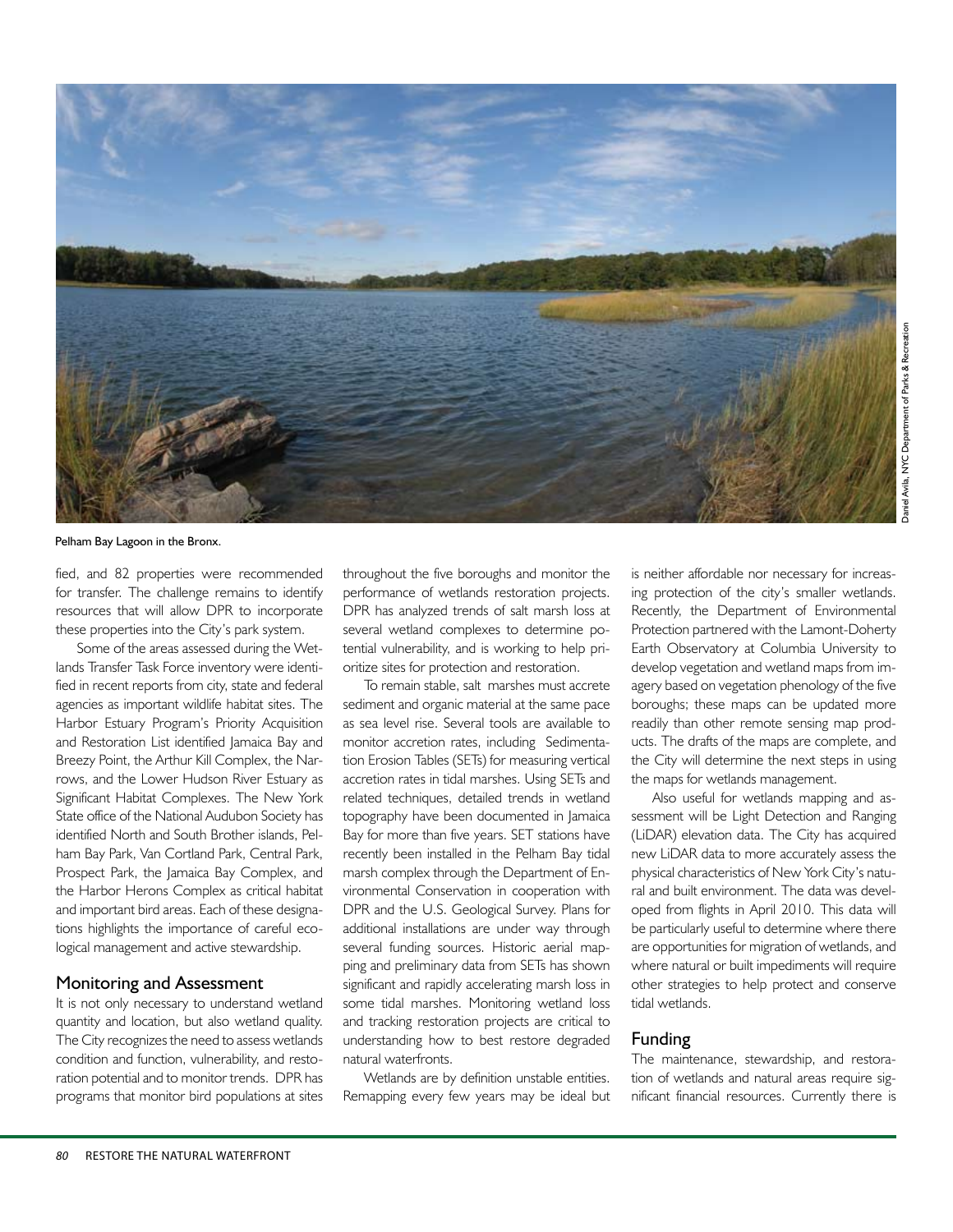Pelham Bay Lagoon in the Bronx.

Daniel Avila, NYC Department of Parks & Recreation

fied, and 82 properties were recommended for transfer. The challenge remains to identify resources that will allow DPR to incorporate these properties into the City's park system.

Some of the areas assessed during the Wetlands Transfer Task Force inventory were identified in recent reports from city, state and federal agencies as important wildlife habitat sites. The Harbor Estuary Program's Priority Acquisition and Restoration List identified Jamaica Bay and Breezy Point, the Arthur Kill Complex, the Narrows, and the Lower Hudson River Estuary as Significant Habitat Complexes. The New York State office of the National Audubon Society has identified North and South Brother islands, Pelham Bay Park, Van Cortland Park, Central Park, Prospect Park, the Jamaica Bay Complex, and the Harbor Herons Complex as critical habitat and important bird areas. Each of these designations highlights the importance of careful ecological management and active stewardship.

## Monitoring and Assessment

It is not only necessary to understand wetland quantity and location, but also wetland quality. The City recognizes the need to assess wetlands condition and function, vulnerability, and restoration potential and to monitor trends. DPR has programs that monitor bird populations at sites throughout the five boroughs and monitor the performance of wetlands restoration projects. DPR has analyzed trends of salt marsh loss at several wetland complexes to determine potential vulnerability, and is working to help prioritize sites for protection and restoration.

To remain stable, salt marshes must accrete sediment and organic material at the same pace as sea level rise. Several tools are available to monitor accretion rates, including Sedimentation Erosion Tables (SETs) for measuring vertical accretion rates in tidal marshes. Using SETs and related techniques, detailed trends in wetland topography have been documented in Jamaica Bay for more than five years. SET stations have recently been installed in the Pelham Bay tidal marsh complex through the Department of Environmental Conservation in cooperation with DPR and the U.S. Geological Survey. Plans for additional installations are under way through several funding sources. Historic aerial mapping and preliminary data from SETs has shown significant and rapidly accelerating marsh loss in some tidal marshes. Monitoring wetland loss and tracking restoration projects are critical to understanding how to best restore degraded natural waterfronts.

Wetlands are by definition unstable entities. Remapping every few years may be ideal but is neither affordable nor necessary for increasing protection of the city's smaller wetlands. Recently, the Department of Environmental Protection partnered with the Lamont-Doherty Earth Observatory at Columbia University to develop vegetation and wetland maps from imagery based on vegetation phenology of the five boroughs; these maps can be updated more readily than other remote sensing map products. The drafts of the maps are complete, and the City will determine the next steps in using the maps for wetlands management.

Also useful for wetlands mapping and assessment will be Light Detection and Ranging (LiDAR) elevation data. The City has acquired new LiDAR data to more accurately assess the physical characteristics of New York City's natural and built environment. The data was developed from flights in April 2010. This data will be particularly useful to determine where there are opportunities for migration of wetlands, and where natural or built impediments will require other strategies to help protect and conserve tidal wetlands.

## Funding

The maintenance, stewardship, and restoration of wetlands and natural areas require significant financial resources. Currently there is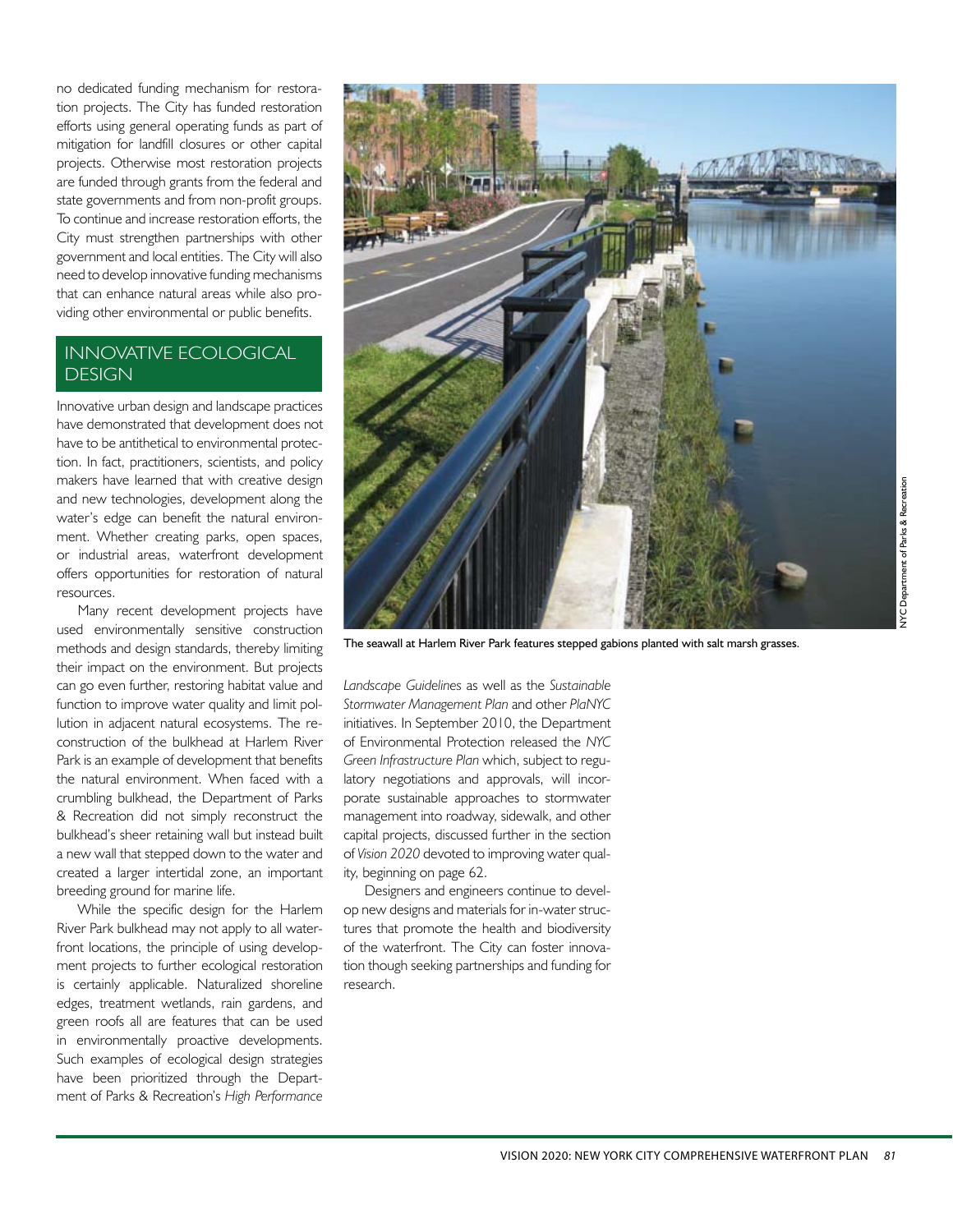no dedicated funding mechanism for restoration projects. The City has funded restoration efforts using general operating funds as part of mitigation for landfill closures or other capital projects. Otherwise most restoration projects are funded through grants from the federal and state governments and from non-profit groups. To continue and increase restoration efforts, the City must strengthen partnerships with other government and local entities. The City will also need to develop innovative funding mechanisms that can enhance natural areas while also providing other environmental or public benefits.

## INNOVATIVE ECOLOGICAL DESIGN

Innovative urban design and landscape practices have demonstrated that development does not have to be antithetical to environmental protection. In fact, practitioners, scientists, and policy makers have learned that with creative design and new technologies, development along the water's edge can benefit the natural environment. Whether creating parks, open spaces, or industrial areas, waterfront development offers opportunities for restoration of natural resources.

Many recent development projects have used environmentally sensitive construction methods and design standards, thereby limiting their impact on the environment. But projects can go even further, restoring habitat value and function to improve water quality and limit pollution in adjacent natural ecosystems. The reconstruction of the bulkhead at Harlem River Park is an example of development that benefits the natural environment. When faced with a crumbling bulkhead, the Department of Parks & Recreation did not simply reconstruct the bulkhead's sheer retaining wall but instead built a new wall that stepped down to the water and created a larger intertidal zone, an important breeding ground for marine life.

While the specific design for the Harlem River Park bulkhead may not apply to all waterfront locations, the principle of using development projects to further ecological restoration is certainly applicable. Naturalized shoreline edges, treatment wetlands, rain gardens, and green roofs all are features that can be used in environmentally proactive developments. Such examples of ecological design strategies have been prioritized through the Department of Parks & Recreation's *High Performance Landscape Guidelines* as well as the *Sustainable Stormwater Management Plan* and other *PlaNYC* initiatives. In September 2010, the Department of Environmental Protection released the *NYC Green Infrastructure Plan* which, subject to regulatory negotiations and approvals, will incorporate sustainable approaches to stormwater management into roadway, sidewalk, and other capital projects, discussed further in the section of *Vision 2020* devoted to improving water quality, beginning on page 62.

Designers and engineers continue to develop new designs and materials for in-water structures that promote the health and biodiversity of the waterfront. The City can foster innovation though seeking partnerships and funding for research.

The seawall at Harlem River Park features stepped gabions planted with salt marsh grasses.

NYC Department of Parks & Recreation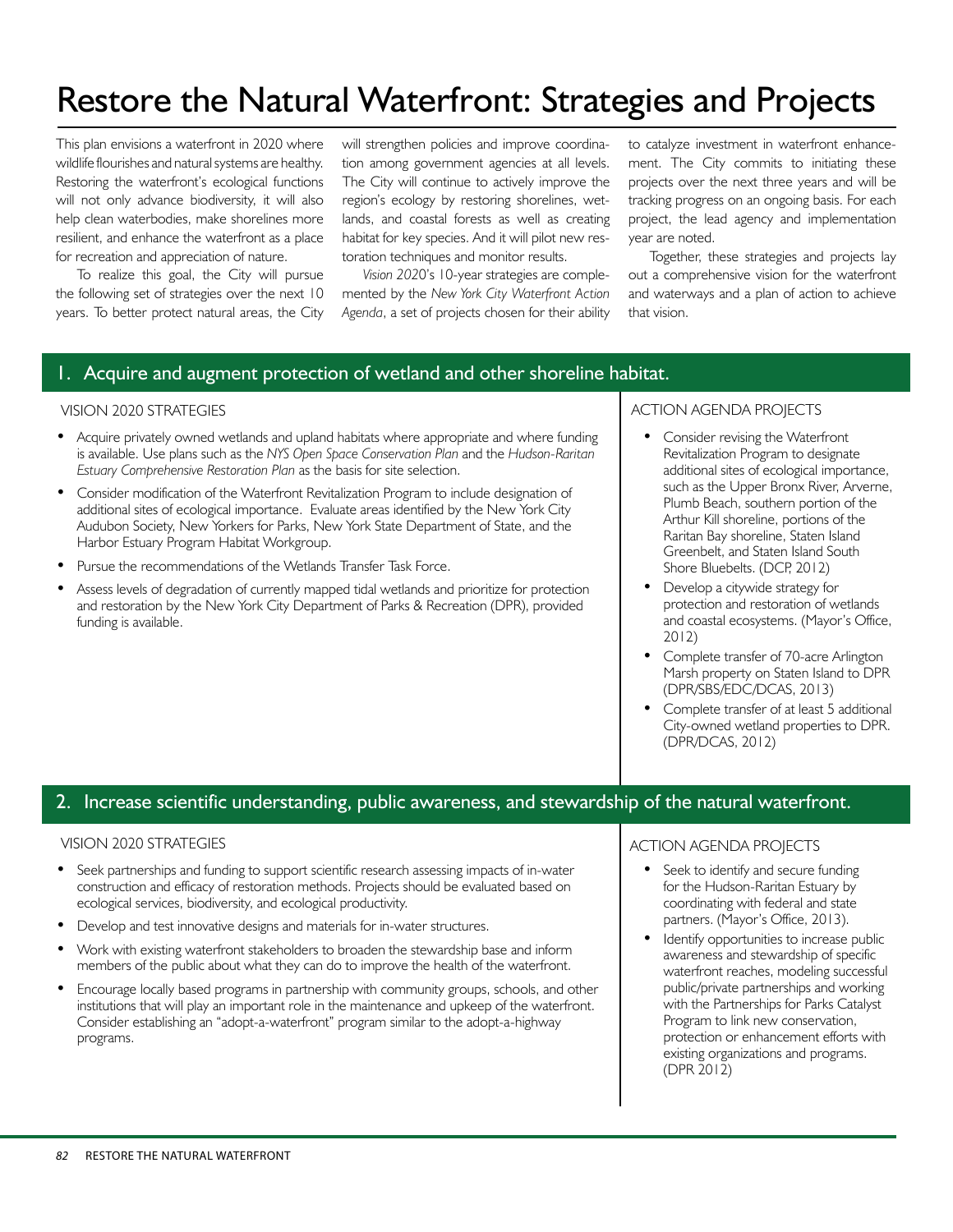# Restore the Natural Waterfront: Strategies and Projects

This plan envisions a waterfront in 2020 where wildlife flourishes and natural systems are healthy. Restoring the waterfront's ecological functions will not only advance biodiversity, it will also help clean waterbodies, make shorelines more resilient, and enhance the waterfront as a place for recreation and appreciation of nature.

To realize this goal, the City will pursue the following set of strategies over the next 10 years. To better protect natural areas, the City will strengthen policies and improve coordination among government agencies at all levels. The City will continue to actively improve the region's ecology by restoring shorelines, wetlands, and coastal forests as well as creating habitat for key species. And it will pilot new restoration techniques and monitor results.

*Vision 2020*'s 10-year strategies are complemented by the *New York City Waterfront Action Agenda*, a set of projects chosen for their ability to catalyze investment in waterfront enhancement. The City commits to initiating these projects over the next three years and will be tracking progress on an ongoing basis. For each project, the lead agency and implementation year are noted.

Together, these strategies and projects lay out a comprehensive vision for the waterfront and waterways and a plan of action to achieve that vision.

## 1. Acquire and augment protection of wetland and other shoreline habitat.

### VISION 2020 STRATEGIES

- Acquire privately owned wetlands and upland habitats where appropriate and where funding is available. Use plans such as the *NYS Open Space Conservation Plan* and the *Hudson-Raritan Estuary Comprehensive Restoration Plan* as the basis for site selection.
- Consider modification of the Waterfront Revitalization Program to include designation of additional sites of ecological importance. Evaluate areas identified by the New York City Audubon Society, New Yorkers for Parks, New York State Department of State, and the Harbor Estuary Program Habitat Workgroup.
- Pursue the recommendations of the Wetlands Transfer Task Force.
- Assess levels of degradation of currently mapped tidal wetlands and prioritize for protection and restoration by the New York City Department of Parks & Recreation (DPR), provided funding is available.

### ACTION AGENDA PROJECTS

- Consider revising the Waterfront Revitalization Program to designate additional sites of ecological importance, such as the Upper Bronx River, Arverne, Plumb Beach, southern portion of the Arthur Kill shoreline, portions of the Raritan Bay shoreline, Staten Island Greenbelt, and Staten Island South Shore Bluebelts. (DCP, 2012)
- Develop a citywide strategy for protection and restoration of wetlands and coastal ecosystems. (Mayor's Office, 2012)
- Complete transfer of 70-acre Arlington Marsh property on Staten Island to DPR (DPR/SBS/EDC/DCAS, 2013)
- Complete transfer of at least 5 additional City-owned wetland properties to DPR. (DPR/DCAS, 2012)

## 2. Increase scientific understanding, public awareness, and stewardship of the natural waterfront.

### VISION 2020 STRATEGIES

- Seek partnerships and funding to support scientific research assessing impacts of in-water construction and efficacy of restoration methods. Projects should be evaluated based on ecological services, biodiversity, and ecological productivity.
- Develop and test innovative designs and materials for in-water structures.
- Work with existing waterfront stakeholders to broaden the stewardship base and inform members of the public about what they can do to improve the health of the waterfront.
- Encourage locally based programs in partnership with community groups, schools, and other institutions that will play an important role in the maintenance and upkeep of the waterfront. Consider establishing an "adopt-a-waterfront" program similar to the adopt-a-highway programs.

### ACTION AGENDA PROJECTS

- Seek to identify and secure funding for the Hudson-Raritan Estuary by coordinating with federal and state partners. (Mayor's Office, 2013).
- Identify opportunities to increase public awareness and stewardship of specific waterfront reaches, modeling successful public/private partnerships and working with the Partnerships for Parks Catalyst Program to link new conservation, protection or enhancement efforts with existing organizations and programs. (DPR 2012)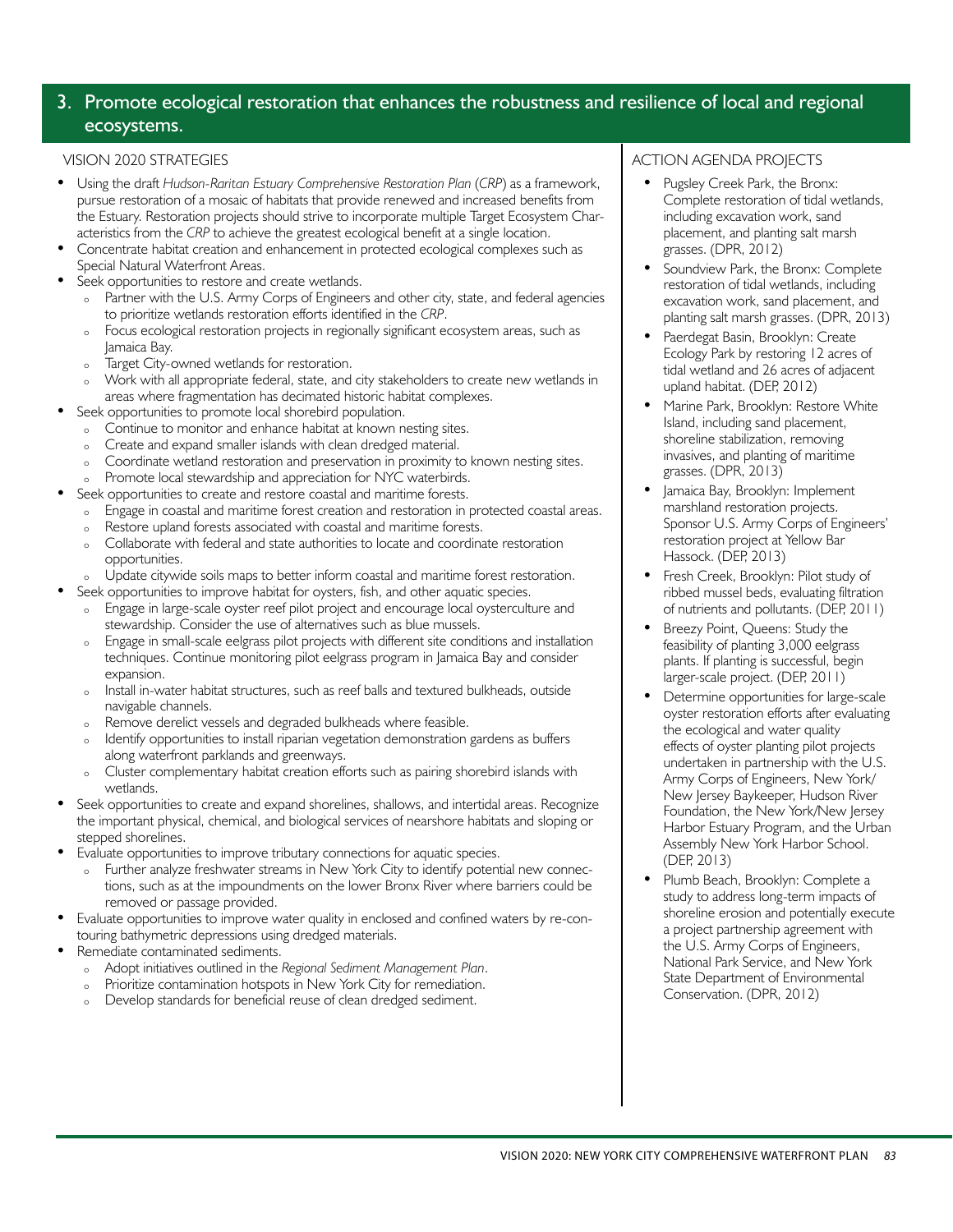## 3. Promote ecological restoration that enhances the robustness and resilience of local and regional ecosystems.

### VISION 2020 STRATEGIES

- Using the draft *Hudson-Raritan Estuary Comprehensive Restoration Plan* (*CRP*) as a framework, pursue restoration of a mosaic of habitats that provide renewed and increased benefits from the Estuary. Restoration projects should strive to incorporate multiple Target Ecosystem Characteristics from the *CRP* to achieve the greatest ecological benefit at a single location.
- Concentrate habitat creation and enhancement in protected ecological complexes such as Special Natural Waterfront Areas.
- Seek opportunities to restore and create wetlands.
  - Partner with the U.S. Army Corps of Engineers and other city, state, and federal agencies to prioritize wetlands restoration efforts identified in the *CRP*.
  - Focus ecological restoration projects in regionally significant ecosystem areas, such as Jamaica Bay.
  - Target City-owned wetlands for restoration.
  - Work with all appropriate federal, state, and city stakeholders to create new wetlands in areas where fragmentation has decimated historic habitat complexes.
- Seek opportunities to promote local shorebird population.
  - Continue to monitor and enhance habitat at known nesting sites.
  - Create and expand smaller islands with clean dredged material.
  - Coordinate wetland restoration and preservation in proximity to known nesting sites.
  - Promote local stewardship and appreciation for NYC waterbirds.
- Seek opportunities to create and restore coastal and maritime forests.
  - Engage in coastal and maritime forest creation and restoration in protected coastal areas.
  - Restore upland forests associated with coastal and maritime forests.
  - Collaborate with federal and state authorities to locate and coordinate restoration opportunities.
  - Update citywide soils maps to better inform coastal and maritime forest restoration.
- Seek opportunities to improve habitat for oysters, fish, and other aquatic species.
  - Engage in large-scale oyster reef pilot project and encourage local oysterculture and stewardship. Consider the use of alternatives such as blue mussels.
  - Engage in small-scale eelgrass pilot projects with different site conditions and installation techniques. Continue monitoring pilot eelgrass program in Jamaica Bay and consider expansion.
  - Install in-water habitat structures, such as reef balls and textured bulkheads, outside navigable channels.
  - Remove derelict vessels and degraded bulkheads where feasible.
  - Identify opportunities to install riparian vegetation demonstration gardens as buffers along waterfront parklands and greenways.
  - Cluster complementary habitat creation efforts such as pairing shorebird islands with wetlands.
- Seek opportunities to create and expand shorelines, shallows, and intertidal areas. Recognize the important physical, chemical, and biological services of nearshore habitats and sloping or stepped shorelines.
- Evaluate opportunities to improve tributary connections for aquatic species.
  - Further analyze freshwater streams in New York City to identify potential new connections, such as at the impoundments on the lower Bronx River where barriers could be removed or passage provided.
- Evaluate opportunities to improve water quality in enclosed and confined waters by re-contouring bathymetric depressions using dredged materials.
- Remediate contaminated sediments.
  - Adopt initiatives outlined in the *Regional Sediment Management Plan*.
  - Prioritize contamination hotspots in New York City for remediation.
  - Develop standards for beneficial reuse of clean dredged sediment.

### ACTION AGENDA PROJECTS

- Pugsley Creek Park, the Bronx: Complete restoration of tidal wetlands, including excavation work, sand placement, and planting salt marsh grasses. (DPR, 2012)
- Soundview Park, the Bronx: Complete restoration of tidal wetlands, including excavation work, sand placement, and planting salt marsh grasses. (DPR, 2013)
- Paerdegat Basin, Brooklyn: Create Ecology Park by restoring 12 acres of tidal wetland and 26 acres of adjacent upland habitat. (DEP, 2012)
- Marine Park, Brooklyn: Restore White Island, including sand placement, shoreline stabilization, removing invasives, and planting of maritime grasses. (DPR, 2013)
- Jamaica Bay, Brooklyn: Implement marshland restoration projects. Sponsor U.S. Army Corps of Engineers' restoration project at Yellow Bar Hassock. (DEP, 2013)
- Fresh Creek, Brooklyn: Pilot study of ribbed mussel beds, evaluating filtration of nutrients and pollutants. (DEP, 2011)
- Breezy Point, Queens: Study the feasibility of planting 3,000 eelgrass plants. If planting is successful, begin larger-scale project. (DEP, 2011)
- Determine opportunities for large-scale oyster restoration efforts after evaluating the ecological and water quality effects of oyster planting pilot projects undertaken in partnership with the U.S. Army Corps of Engineers, New York/New Jersey Baykeeper, Hudson River Foundation, the New York/New Jersey Harbor Estuary Program, and the Urban Assembly New York Harbor School. (DEP, 2013)
- Plumb Beach, Brooklyn: Complete a study to address long-term impacts of shoreline erosion and potentially execute a project partnership agreement with the U.S. Army Corps of Engineers, National Park Service, and New York State Department of Environmental Conservation. (DPR, 2012)